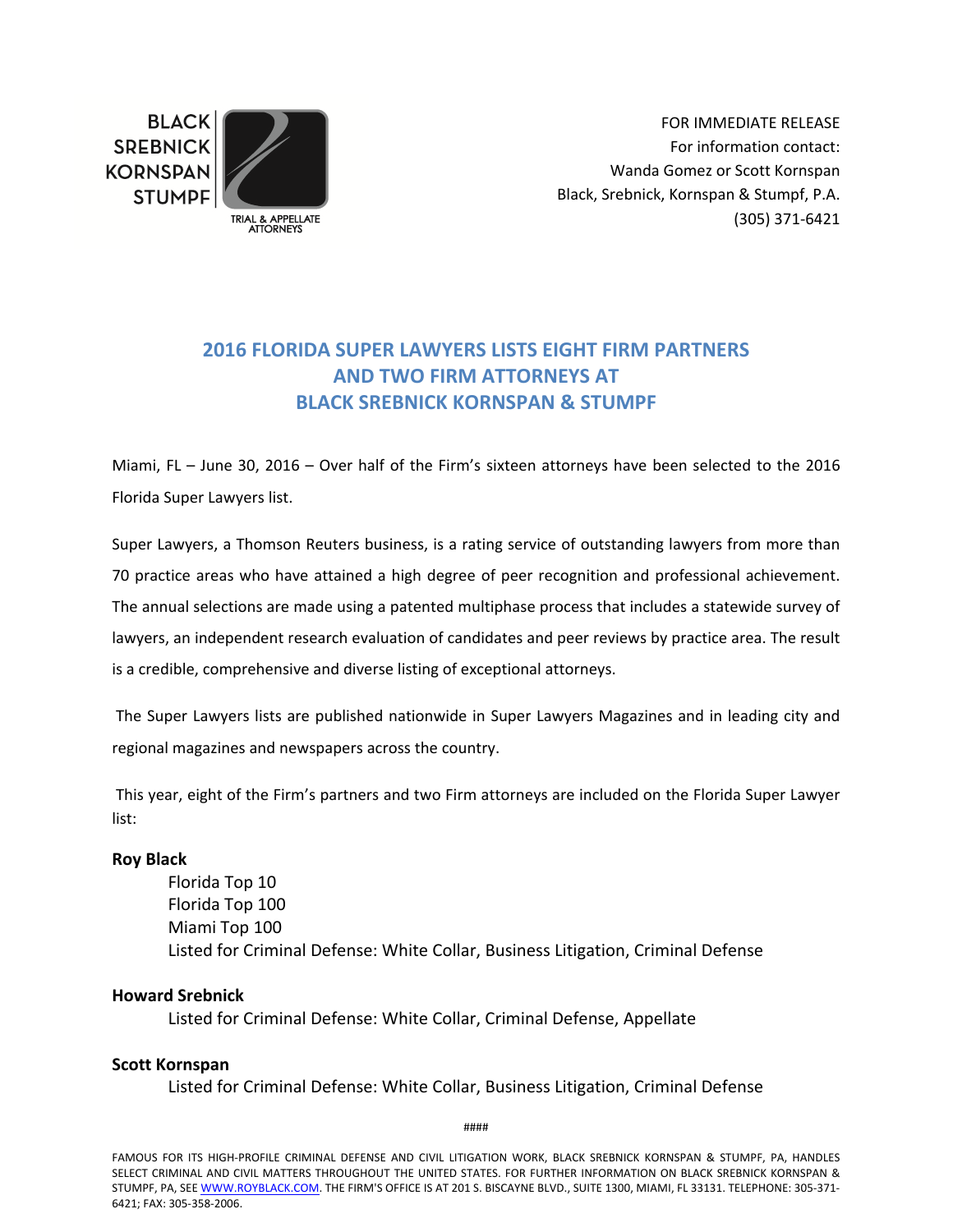BLACK
SREBNICK
KORNSPAN
STUMPF

TRIAL & APPELLATE ATTORNEYS

FOR IMMEDIATE RELEASE
For information contact:
Wanda Gomez or Scott Kornspan
Black, Srebnick, Kornspan & Stumpf, P.A.
(305) 371-6421

# 2016 FLORIDA SUPER LAWYERS LISTS EIGHT FIRM PARTNERS AND TWO FIRM ATTORNEYS AT BLACK SREBNICK KORNSPAN & STUMPF

Miami, FL – June 30, 2016 – Over half of the Firm's sixteen attorneys have been selected to the 2016 Florida Super Lawyers list.

Super Lawyers, a Thomson Reuters business, is a rating service of outstanding lawyers from more than 70 practice areas who have attained a high degree of peer recognition and professional achievement. The annual selections are made using a patented multiphase process that includes a statewide survey of lawyers, an independent research evaluation of candidates and peer reviews by practice area. The result is a credible, comprehensive and diverse listing of exceptional attorneys.

The Super Lawyers lists are published nationwide in Super Lawyers Magazines and in leading city and regional magazines and newspapers across the country.

This year, eight of the Firm's partners and two Firm attorneys are included on the Florida Super Lawyer list:

**Roy Black**

Florida Top 10
Florida Top 100
Miami Top 100
Listed for Criminal Defense: White Collar, Business Litigation, Criminal Defense

**Howard Srebnick**

Listed for Criminal Defense: White Collar, Criminal Defense, Appellate

**Scott Kornspan**

Listed for Criminal Defense: White Collar, Business Litigation, Criminal Defense

####

FAMOUS FOR ITS HIGH-PROFILE CRIMINAL DEFENSE AND CIVIL LITIGATION WORK, BLACK SREBNICK KORNSPAN & STUMPF, PA, HANDLES SELECT CRIMINAL AND CIVIL MATTERS THROUGHOUT THE UNITED STATES. FOR FURTHER INFORMATION ON BLACK SREBNICK KORNSPAN & STUMPF, PA, SEE WWW.ROYBLACK.COM. THE FIRM'S OFFICE IS AT 201 S. BISCAYNE BLVD., SUITE 1300, MIAMI, FL 33131. TELEPHONE: 305-371-6421; FAX: 305-358-2006.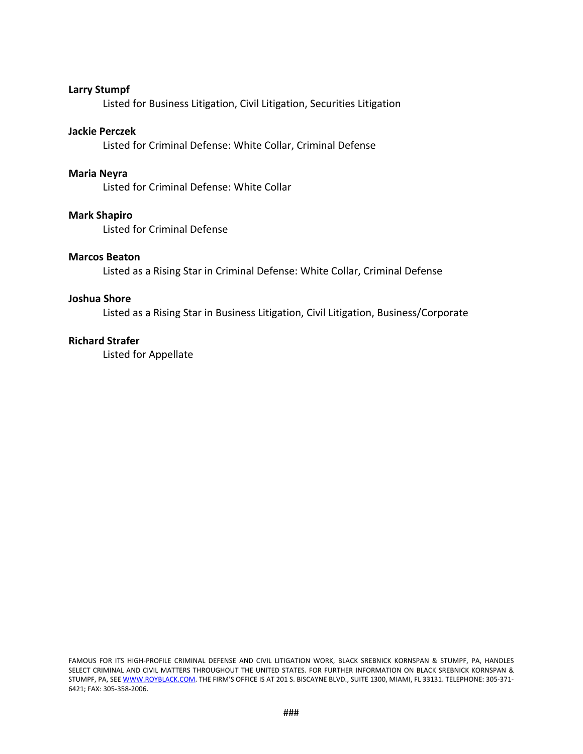**Larry Stumpf**

Listed for Business Litigation, Civil Litigation, Securities Litigation

**Jackie Perczek**

Listed for Criminal Defense: White Collar, Criminal Defense

**Maria Neyra**

Listed for Criminal Defense: White Collar

**Mark Shapiro**

Listed for Criminal Defense

**Marcos Beaton**

Listed as a Rising Star in Criminal Defense: White Collar, Criminal Defense

**Joshua Shore**

Listed as a Rising Star in Business Litigation, Civil Litigation, Business/Corporate

**Richard Strafer**

Listed for Appellate

FAMOUS FOR ITS HIGH-PROFILE CRIMINAL DEFENSE AND CIVIL LITIGATION WORK, BLACK SREBNICK KORNSPAN & STUMPF, PA, HANDLES SELECT CRIMINAL AND CIVIL MATTERS THROUGHOUT THE UNITED STATES. FOR FURTHER INFORMATION ON BLACK SREBNICK KORNSPAN & STUMPF, PA, SEE [WWW.ROYBLACK.COM](http://www.royblack.com). THE FIRM'S OFFICE IS AT 201 S. BISCAYNE BLVD., SUITE 1300, MIAMI, FL 33131. TELEPHONE: 305-371-6421; FAX: 305-358-2006.

###